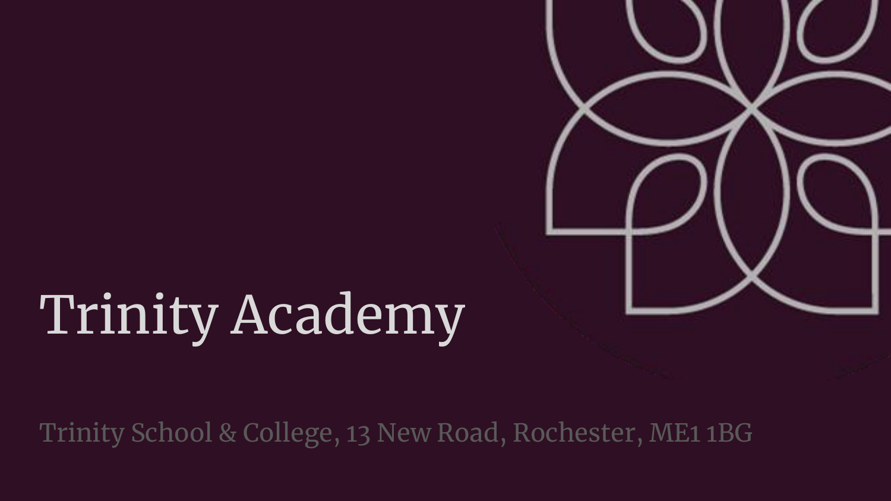# Trinity Academy

Trinity School & College, 13 New Road, Rochester, ME1 1BG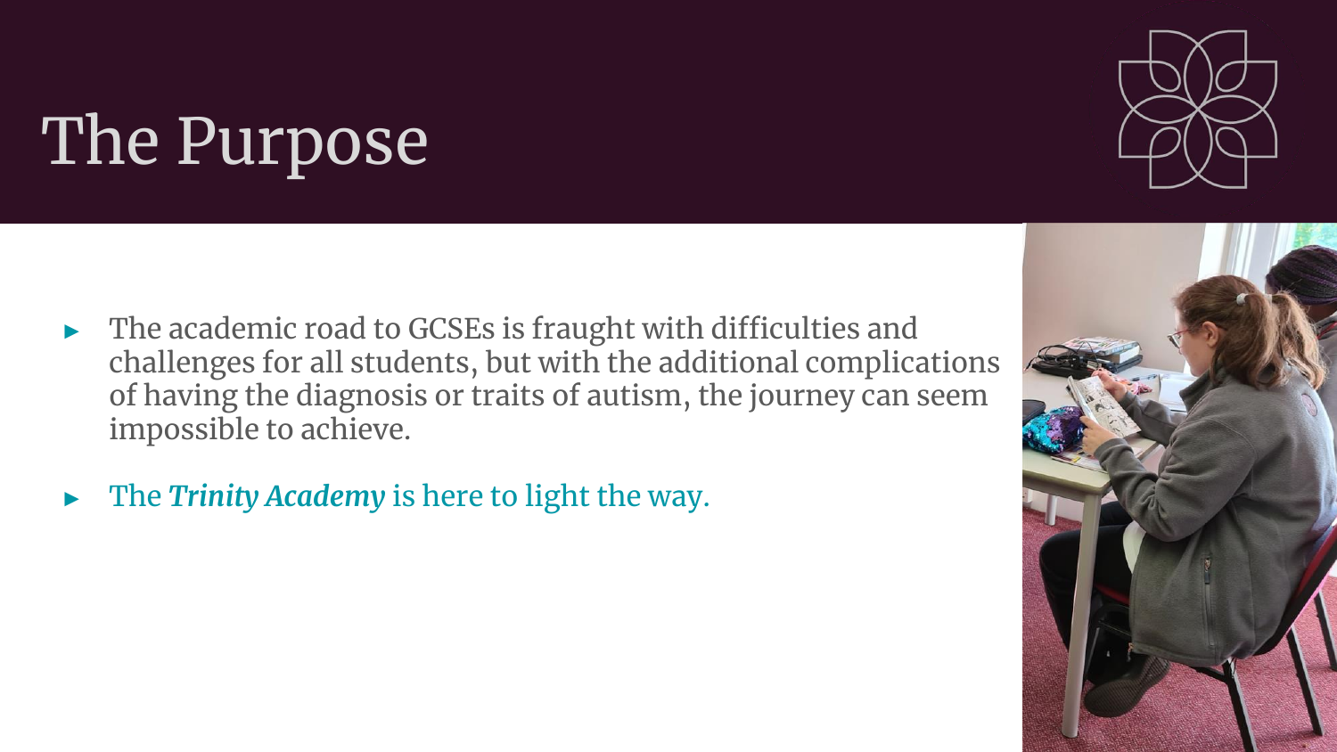# The Purpose

- The academic road to GCSEs is fraught with difficulties and challenges for all students, but with the additional complications of having the diagnosis or traits of autism, the journey can seem impossible to achieve.
- The ***Trinity Academy*** is here to light the way.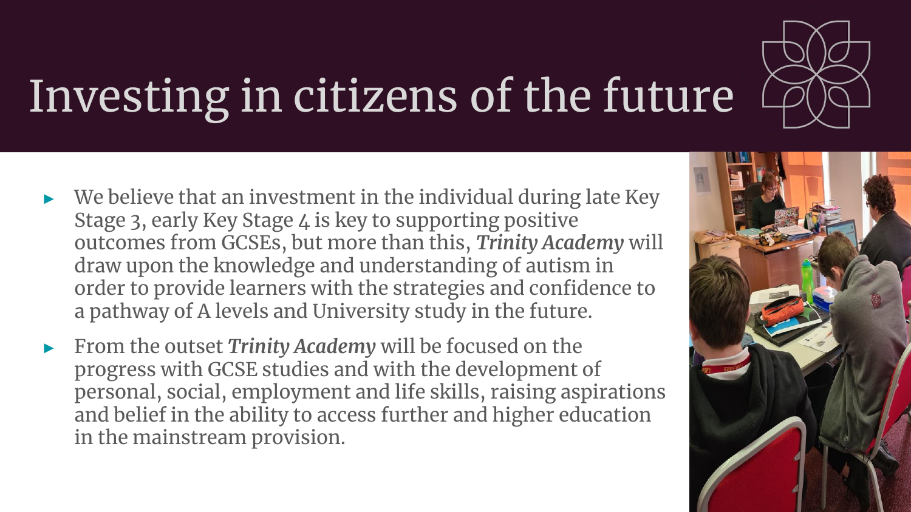# Investing in citizens of the future

- We believe that an investment in the individual during late Key Stage 3, early Key Stage 4 is key to supporting positive outcomes from GCSEs, but more than this, ***Trinity Academy*** will draw upon the knowledge and understanding of autism in order to provide learners with the strategies and confidence to a pathway of A levels and University study in the future.
- From the outset ***Trinity Academy*** will be focused on the progress with GCSE studies and with the development of personal, social, employment and life skills, raising aspirations and belief in the ability to access further and higher education in the mainstream provision.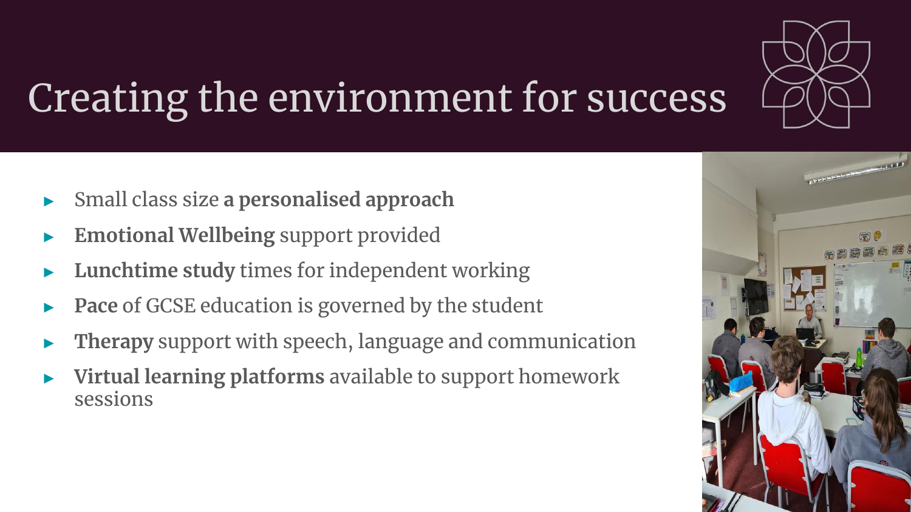# Creating the environment for success

- Small class size **a personalised approach**
- **Emotional Wellbeing** support provided
- **Lunchtime study** times for independent working
- **Pace** of GCSE education is governed by the student
- **Therapy** support with speech, language and communication
- **Virtual learning platforms** available to support homework sessions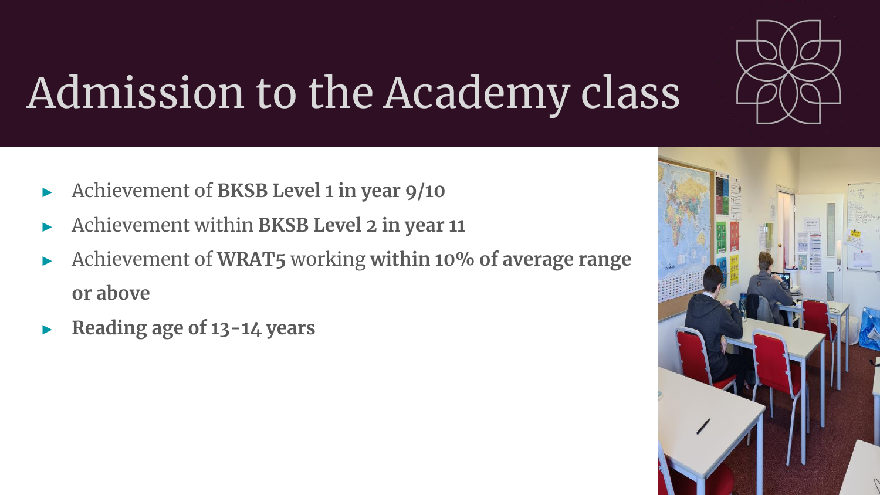# Admission to the Academy class

- Achievement of **BKSB Level 1 in year 9/10**
- Achievement within **BKSB Level 2 in year 11**
- Achievement of **WRAT5** working **within 10% of average range or above**
- **Reading age of 13-14 years**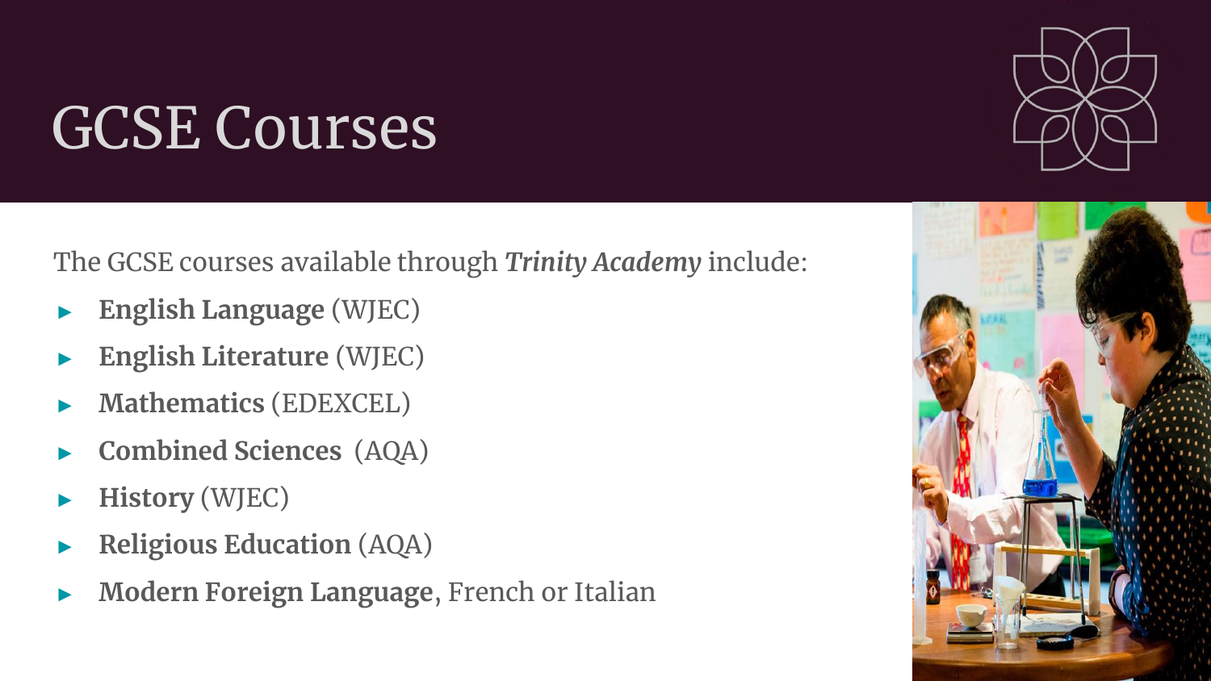# GCSE Courses

The GCSE courses available through ***Trinity Academy*** include:

- **English Language** (WJEC)
- **English Literature** (WJEC)
- **Mathematics** (EDEXCEL)
- **Combined Sciences** (AQA)
- **History** (WJEC)
- **Religious Education** (AQA)
- **Modern Foreign Language**, French or Italian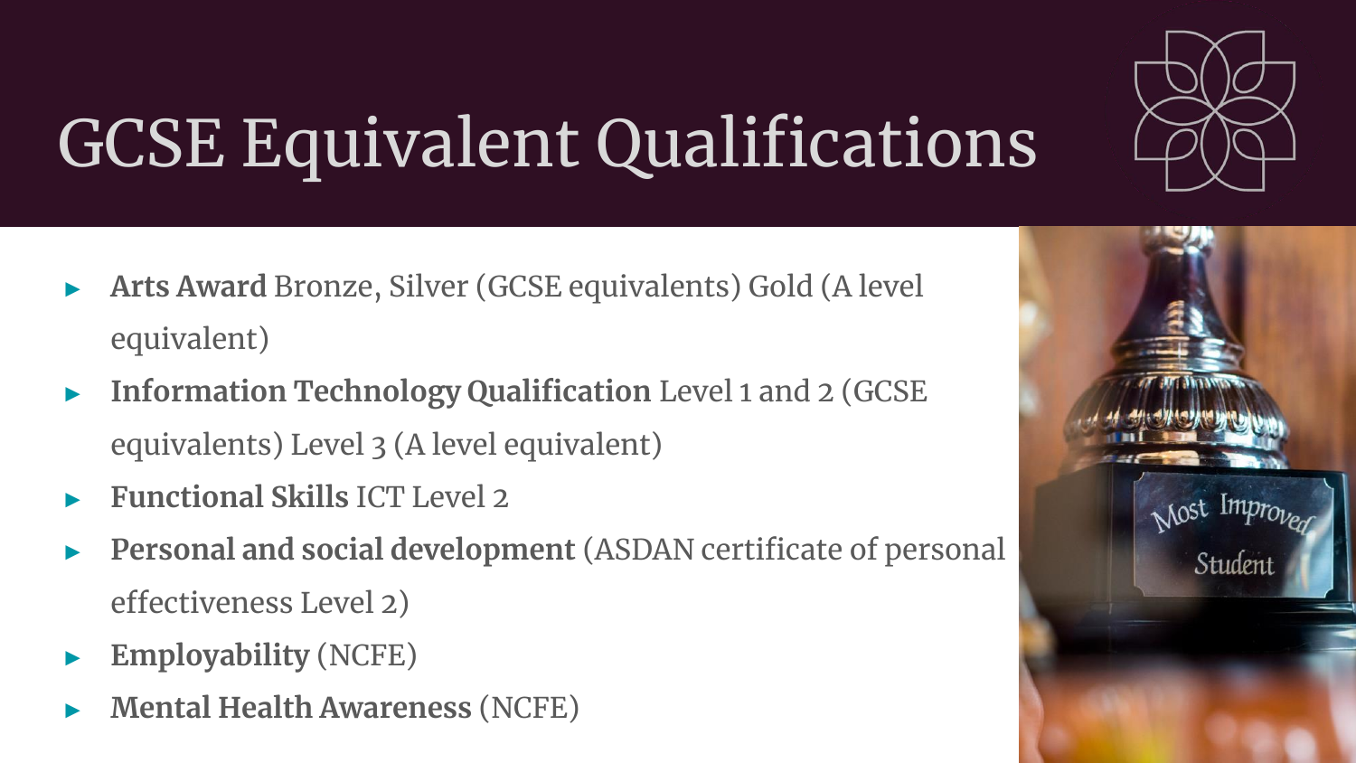# GCSE Equivalent Qualifications

- **Arts Award** Bronze, Silver (GCSE equivalents) Gold (A level equivalent)
- **Information Technology Qualification** Level 1 and 2 (GCSE equivalents) Level 3 (A level equivalent)
- **Functional Skills** ICT Level 2
- **Personal and social development** (ASDAN certificate of personal effectiveness Level 2)
- **Employability** (NCFE)
- **Mental Health Awareness** (NCFE)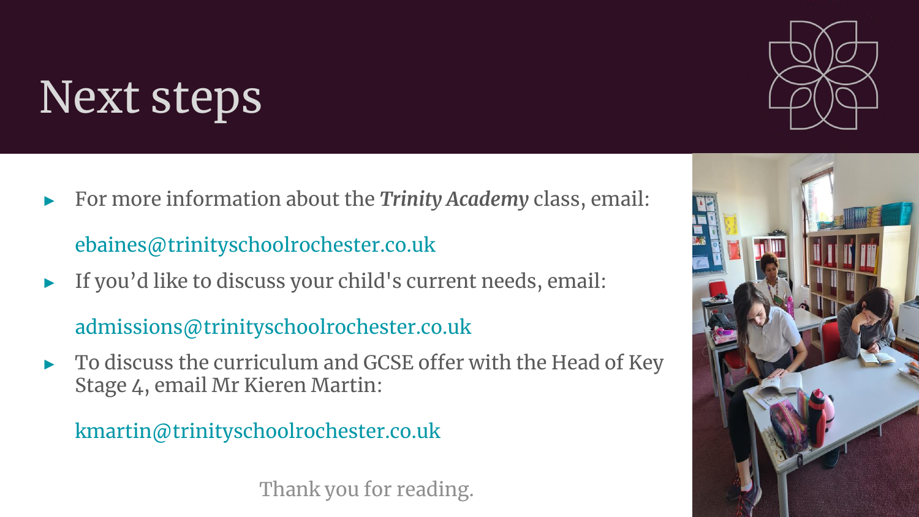# Next steps

- For more information about the ***Trinity Academy*** class, email:

  ebaines@trinityschoolrochester.co.uk

- If you'd like to discuss your child's current needs, email:

  admissions@trinityschoolrochester.co.uk

- To discuss the curriculum and GCSE offer with the Head of Key Stage 4, email Mr Kieren Martin:

  kmartin@trinityschoolrochester.co.uk

Thank you for reading.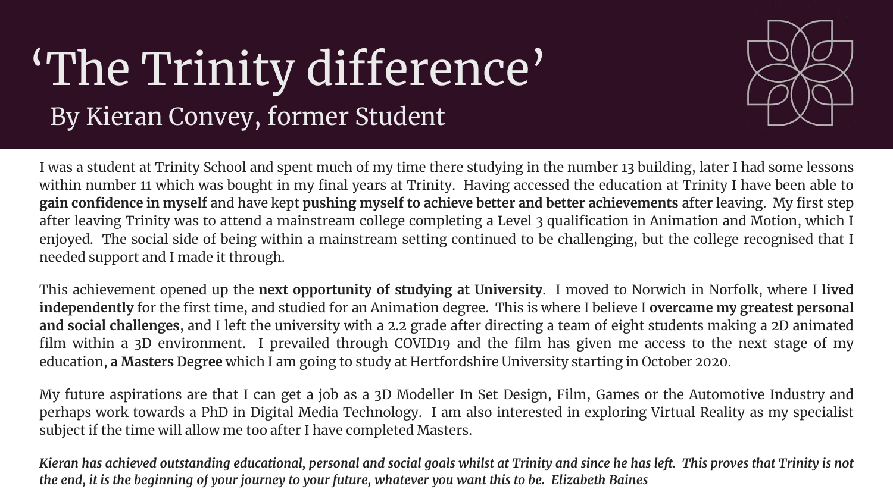# 'The Trinity difference'

## By Kieran Convey, former Student

I was a student at Trinity School and spent much of my time there studying in the number 13 building, later I had some lessons within number 11 which was bought in my final years at Trinity. Having accessed the education at Trinity I have been able to **gain confidence in myself** and have kept **pushing myself to achieve better and better achievements** after leaving. My first step after leaving Trinity was to attend a mainstream college completing a Level 3 qualification in Animation and Motion, which I enjoyed. The social side of being within a mainstream setting continued to be challenging, but the college recognised that I needed support and I made it through.

This achievement opened up the **next opportunity of studying at University**. I moved to Norwich in Norfolk, where I **lived independently** for the first time, and studied for an Animation degree. This is where I believe I **overcame my greatest personal and social challenges**, and I left the university with a 2.2 grade after directing a team of eight students making a 2D animated film within a 3D environment. I prevailed through COVID19 and the film has given me access to the next stage of my education, **a Masters Degree** which I am going to study at Hertfordshire University starting in October 2020.

My future aspirations are that I can get a job as a 3D Modeller In Set Design, Film, Games or the Automotive Industry and perhaps work towards a PhD in Digital Media Technology. I am also interested in exploring Virtual Reality as my specialist subject if the time will allow me too after I have completed Masters.

***Kieran has achieved outstanding educational, personal and social goals whilst at Trinity and since he has left. This proves that Trinity is not the end, it is the beginning of your journey to your future, whatever you want this to be. Elizabeth Baines***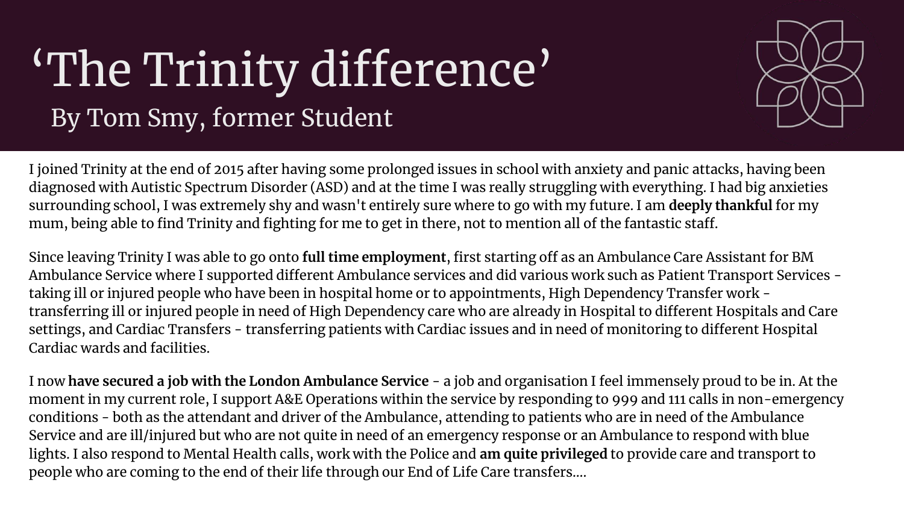# 'The Trinity difference'

## By Tom Smy, former Student

I joined Trinity at the end of 2015 after having some prolonged issues in school with anxiety and panic attacks, having been diagnosed with Autistic Spectrum Disorder (ASD) and at the time I was really struggling with everything. I had big anxieties surrounding school, I was extremely shy and wasn't entirely sure where to go with my future. I am **deeply thankful** for my mum, being able to find Trinity and fighting for me to get in there, not to mention all of the fantastic staff.

Since leaving Trinity I was able to go onto **full time employment**, first starting off as an Ambulance Care Assistant for BM Ambulance Service where I supported different Ambulance services and did various work such as Patient Transport Services - taking ill or injured people who have been in hospital home or to appointments, High Dependency Transfer work - transferring ill or injured people in need of High Dependency care who are already in Hospital to different Hospitals and Care settings, and Cardiac Transfers - transferring patients with Cardiac issues and in need of monitoring to different Hospital Cardiac wards and facilities.

I now **have secured a job with the London Ambulance Service** - a job and organisation I feel immensely proud to be in. At the moment in my current role, I support A&E Operations within the service by responding to 999 and 111 calls in non-emergency conditions - both as the attendant and driver of the Ambulance, attending to patients who are in need of the Ambulance Service and are ill/injured but who are not quite in need of an emergency response or an Ambulance to respond with blue lights. I also respond to Mental Health calls, work with the Police and **am quite privileged** to provide care and transport to people who are coming to the end of their life through our End of Life Care transfers....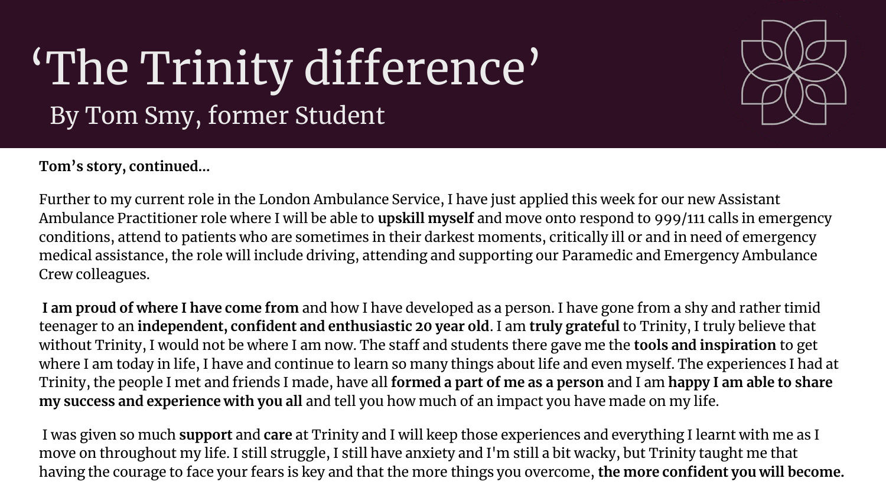# ‘The Trinity difference’

## By Tom Smy, former Student

**Tom’s story, continued...**

Further to my current role in the London Ambulance Service, I have just applied this week for our new Assistant Ambulance Practitioner role where I will be able to **upskill myself** and move onto respond to 999/111 calls in emergency conditions, attend to patients who are sometimes in their darkest moments, critically ill or and in need of emergency medical assistance, the role will include driving, attending and supporting our Paramedic and Emergency Ambulance Crew colleagues.

**I am proud of where I have come from** and how I have developed as a person. I have gone from a shy and rather timid teenager to an **independent, confident and enthusiastic 20 year old**. I am **truly grateful** to Trinity, I truly believe that without Trinity, I would not be where I am now. The staff and students there gave me the **tools and inspiration** to get where I am today in life, I have and continue to learn so many things about life and even myself. The experiences I had at Trinity, the people I met and friends I made, have all **formed a part of me as a person** and I am **happy I am able to share my success and experience with you all** and tell you how much of an impact you have made on my life.

I was given so much **support** and **care** at Trinity and I will keep those experiences and everything I learnt with me as I move on throughout my life. I still struggle, I still have anxiety and I'm still a bit wacky, but Trinity taught me that having the courage to face your fears is key and that the more things you overcome, **the more confident you will become.**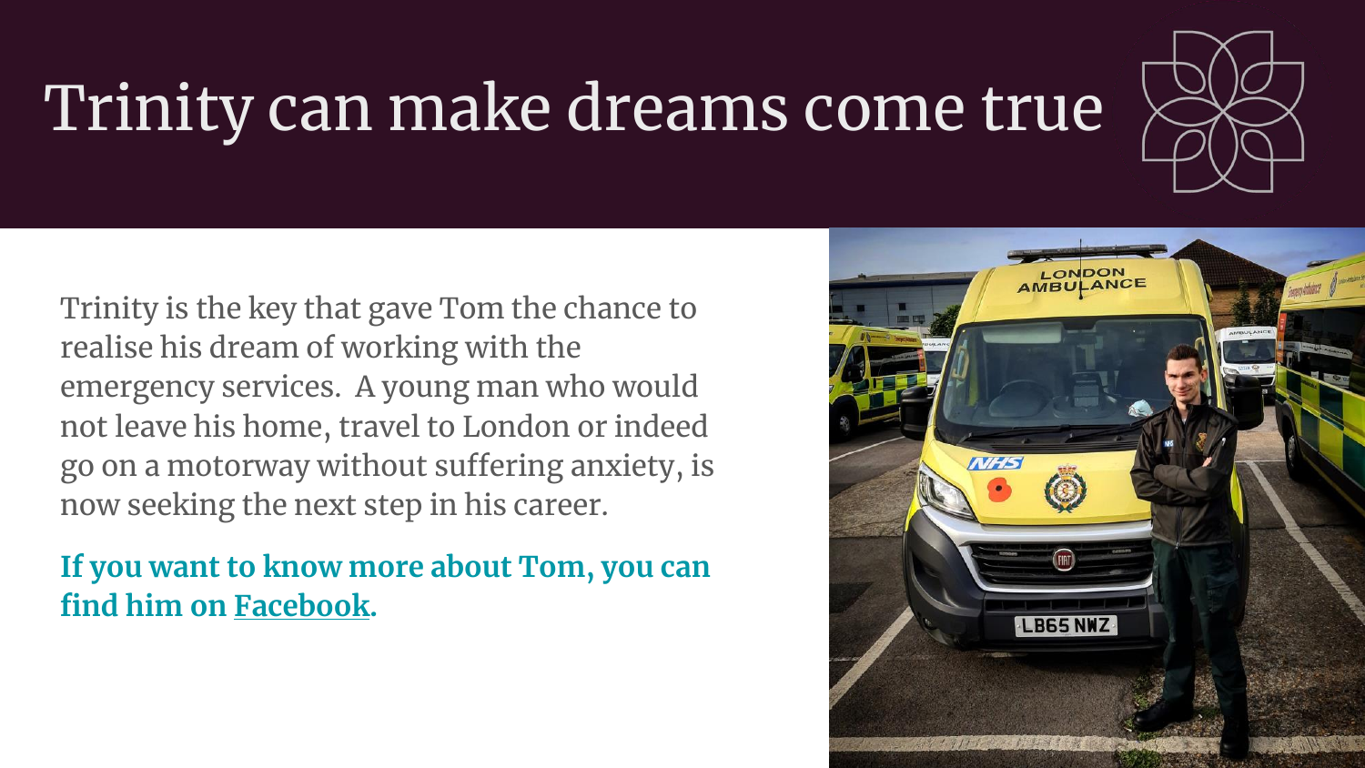# Trinity can make dreams come true

Trinity is the key that gave Tom the chance to realise his dream of working with the emergency services. A young man who would not leave his home, travel to London or indeed go on a motorway without suffering anxiety, is now seeking the next step in his career.

**If you want to know more about Tom, you can find him on Facebook.**